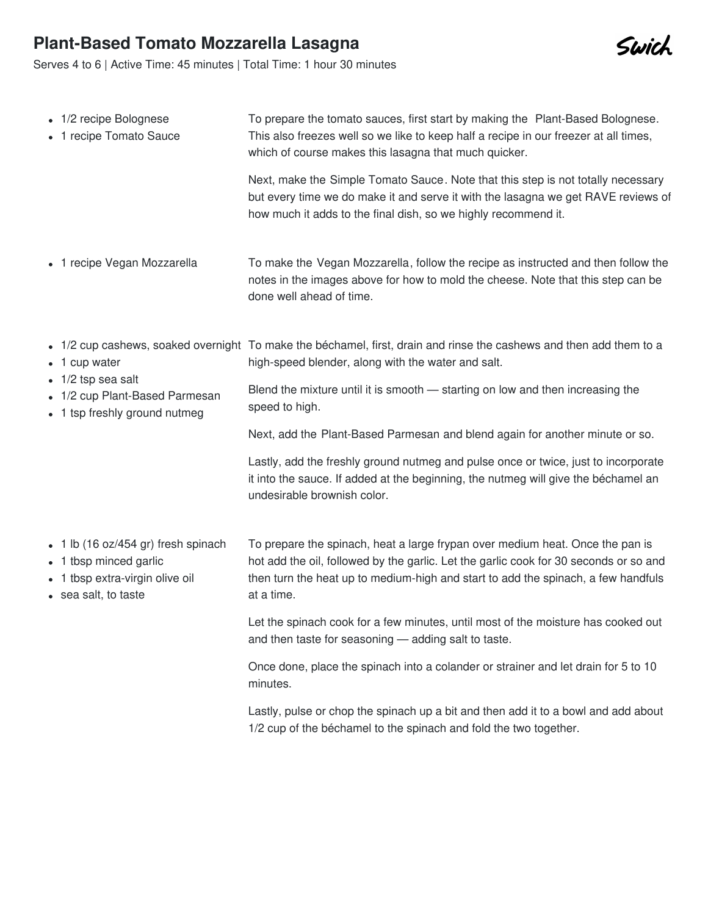# Plant-Based Tomato Mozzarella Lasagna

Serves 4 to 6 | Active Time: 45 minutes | Total Time: 1 hour 30 minutes

Swich

- 1/2 recipe Bolognese
- 1 recipe Tomato Sauce

To prepare the tomato sauces, first start by making the Plant-Based Bolognese. This also freezes well so we like to keep half a recipe in our freezer at all times, which of course makes this lasagna that much quicker.

Next, make the Simple Tomato Sauce. Note that this step is not totally necessary but every time we do make it and serve it with the lasagna we get RAVE reviews of how much it adds to the final dish, so we highly recommend it.

- 1 recipe Vegan Mozzarella

To make the Vegan Mozzarella, follow the recipe as instructed and then follow the notes in the images above for how to mold the cheese. Note that this step can be done well ahead of time.

- 1/2 cup cashews, soaked overnight
- 1 cup water
- 1/2 tsp sea salt
- 1/2 cup Plant-Based Parmesan
- 1 tsp freshly ground nutmeg

To make the béchamel, first, drain and rinse the cashews and then add them to a high-speed blender, along with the water and salt.

Blend the mixture until it is smooth — starting on low and then increasing the speed to high.

Next, add the Plant-Based Parmesan and blend again for another minute or so.

Lastly, add the freshly ground nutmeg and pulse once or twice, just to incorporate it into the sauce. If added at the beginning, the nutmeg will give the béchamel an undesirable brownish color.

- 1 lb (16 oz/454 gr) fresh spinach
- 1 tbsp minced garlic
- 1 tbsp extra-virgin olive oil
- sea salt, to taste

To prepare the spinach, heat a large frypan over medium heat. Once the pan is hot add the oil, followed by the garlic. Let the garlic cook for 30 seconds or so and then turn the heat up to medium-high and start to add the spinach, a few handfuls at a time.

Let the spinach cook for a few minutes, until most of the moisture has cooked out and then taste for seasoning — adding salt to taste.

Once done, place the spinach into a colander or strainer and let drain for 5 to 10 minutes.

Lastly, pulse or chop the spinach up a bit and then add it to a bowl and add about 1/2 cup of the béchamel to the spinach and fold the two together.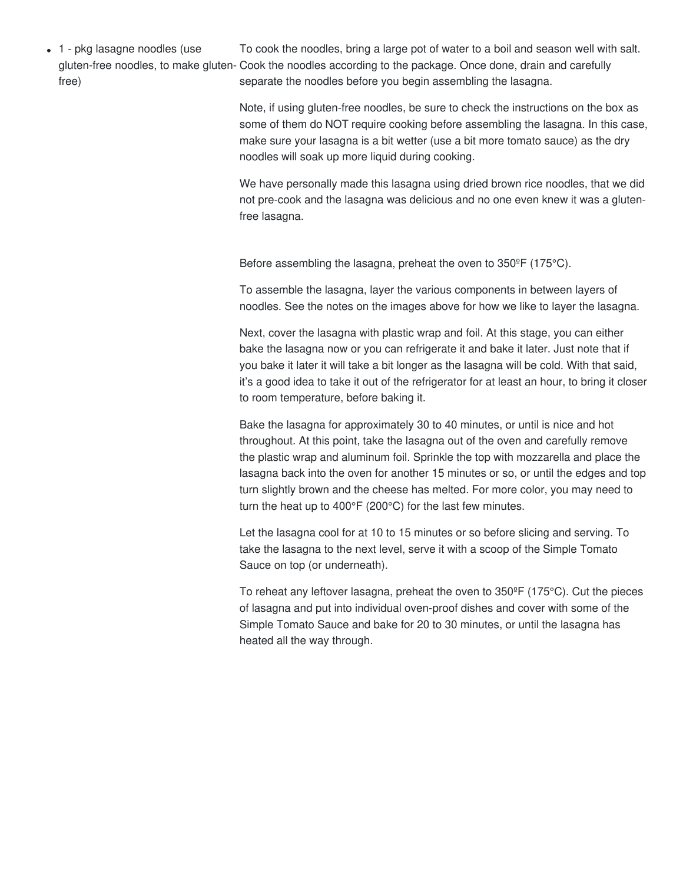- 1 - pkg lasagne noodles (use gluten-free noodles, to make gluten-free)

To cook the noodles, bring a large pot of water to a boil and season well with salt. Cook the noodles according to the package. Once done, drain and carefully separate the noodles before you begin assembling the lasagna.

Note, if using gluten-free noodles, be sure to check the instructions on the box as some of them do NOT require cooking before assembling the lasagna. In this case, make sure your lasagna is a bit wetter (use a bit more tomato sauce) as the dry noodles will soak up more liquid during cooking.

We have personally made this lasagna using dried brown rice noodles, that we did not pre-cook and the lasagna was delicious and no one even knew it was a gluten-free lasagna.

Before assembling the lasagna, preheat the oven to 350ºF (175°C).

To assemble the lasagna, layer the various components in between layers of noodles. See the notes on the images above for how we like to layer the lasagna.

Next, cover the lasagna with plastic wrap and foil. At this stage, you can either bake the lasagna now or you can refrigerate it and bake it later. Just note that if you bake it later it will take a bit longer as the lasagna will be cold. With that said, it's a good idea to take it out of the refrigerator for at least an hour, to bring it closer to room temperature, before baking it.

Bake the lasagna for approximately 30 to 40 minutes, or until is nice and hot throughout. At this point, take the lasagna out of the oven and carefully remove the plastic wrap and aluminum foil. Sprinkle the top with mozzarella and place the lasagna back into the oven for another 15 minutes or so, or until the edges and top turn slightly brown and the cheese has melted. For more color, you may need to turn the heat up to 400°F (200°C) for the last few minutes.

Let the lasagna cool for at 10 to 15 minutes or so before slicing and serving. To take the lasagna to the next level, serve it with a scoop of the Simple Tomato Sauce on top (or underneath).

To reheat any leftover lasagna, preheat the oven to 350ºF (175°C). Cut the pieces of lasagna and put into individual oven-proof dishes and cover with some of the Simple Tomato Sauce and bake for 20 to 30 minutes, or until the lasagna has heated all the way through.